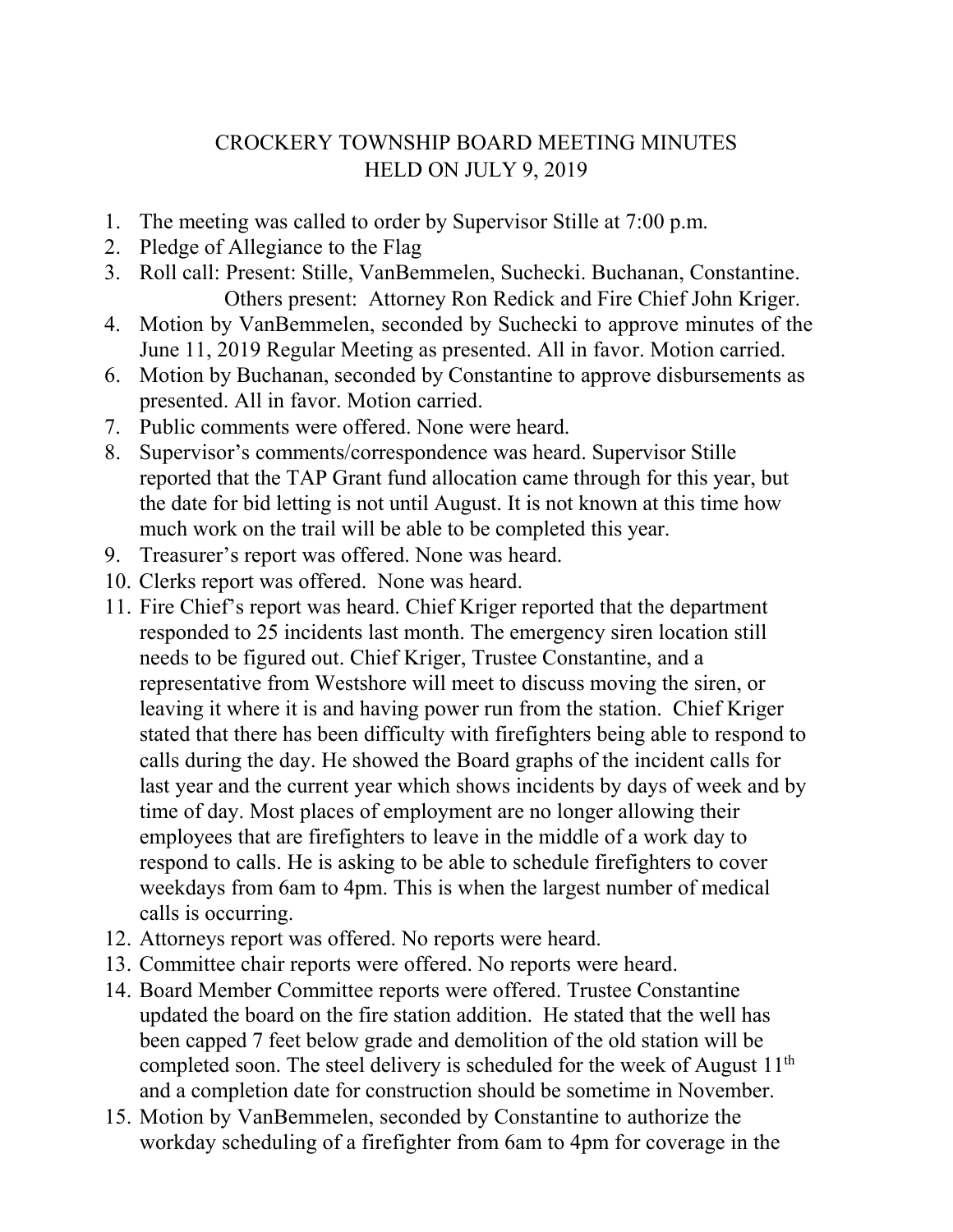# CROCKERY TOWNSHIP BOARD MEETING MINUTES
## HELD ON JULY 9, 2019

1. The meeting was called to order by Supervisor Stille at 7:00 p.m.
2. Pledge of Allegiance to the Flag
3. Roll call: Present: Stille, VanBemmelen, Suchecki. Buchanan, Constantine.
   Others present: Attorney Ron Redick and Fire Chief John Kriger.
4. Motion by VanBemmelen, seconded by Suchecki to approve minutes of the June 11, 2019 Regular Meeting as presented. All in favor. Motion carried.
6. Motion by Buchanan, seconded by Constantine to approve disbursements as presented. All in favor. Motion carried.
7. Public comments were offered. None were heard.
8. Supervisor's comments/correspondence was heard. Supervisor Stille reported that the TAP Grant fund allocation came through for this year, but the date for bid letting is not until August. It is not known at this time how much work on the trail will be able to be completed this year.
9. Treasurer's report was offered. None was heard.
10. Clerks report was offered. None was heard.
11. Fire Chief's report was heard. Chief Kriger reported that the department responded to 25 incidents last month. The emergency siren location still needs to be figured out. Chief Kriger, Trustee Constantine, and a representative from Westshore will meet to discuss moving the siren, or leaving it where it is and having power run from the station. Chief Kriger stated that there has been difficulty with firefighters being able to respond to calls during the day. He showed the Board graphs of the incident calls for last year and the current year which shows incidents by days of week and by time of day. Most places of employment are no longer allowing their employees that are firefighters to leave in the middle of a work day to respond to calls. He is asking to be able to schedule firefighters to cover weekdays from 6am to 4pm. This is when the largest number of medical calls is occurring.
12. Attorneys report was offered. No reports were heard.
13. Committee chair reports were offered. No reports were heard.
14. Board Member Committee reports were offered. Trustee Constantine updated the board on the fire station addition. He stated that the well has been capped 7 feet below grade and demolition of the old station will be completed soon. The steel delivery is scheduled for the week of August 11th and a completion date for construction should be sometime in November.
15. Motion by VanBemmelen, seconded by Constantine to authorize the workday scheduling of a firefighter from 6am to 4pm for coverage in the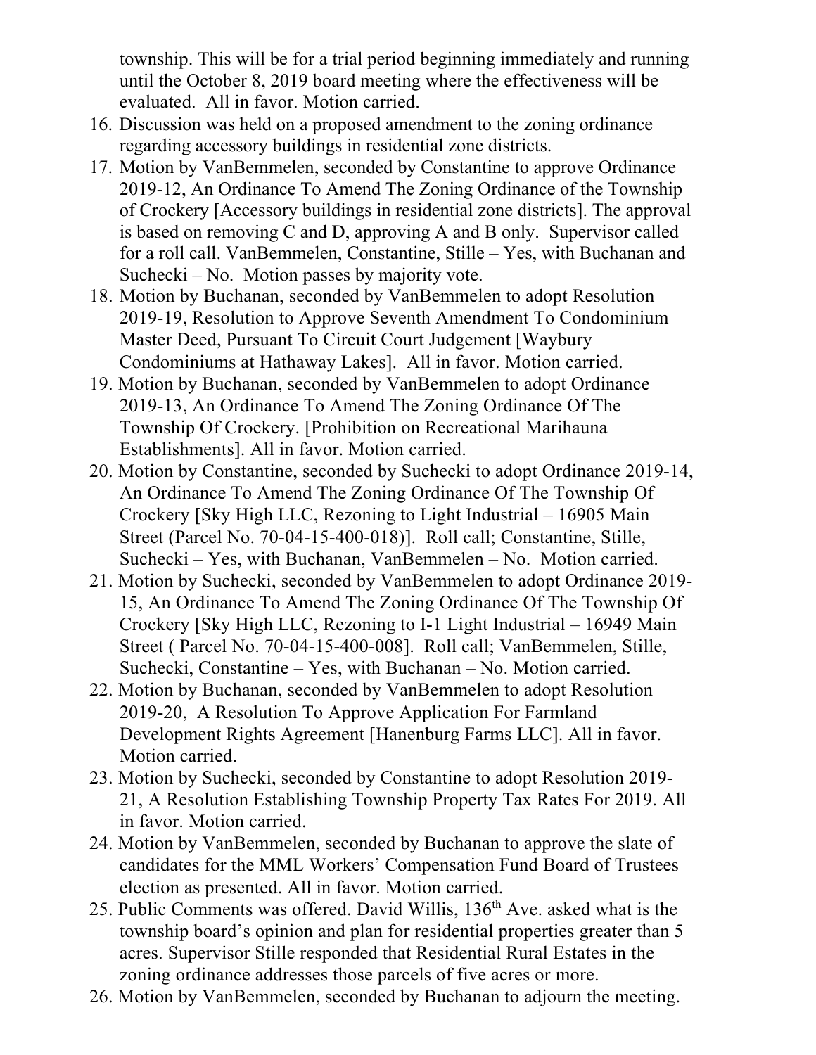township. This will be for a trial period beginning immediately and running until the October 8, 2019 board meeting where the effectiveness will be evaluated. All in favor. Motion carried.

16. Discussion was held on a proposed amendment to the zoning ordinance regarding accessory buildings in residential zone districts.
17. Motion by VanBemmelen, seconded by Constantine to approve Ordinance 2019-12, An Ordinance To Amend The Zoning Ordinance of the Township of Crockery [Accessory buildings in residential zone districts]. The approval is based on removing C and D, approving A and B only. Supervisor called for a roll call. VanBemmelen, Constantine, Stille – Yes, with Buchanan and Suchecki – No. Motion passes by majority vote.
18. Motion by Buchanan, seconded by VanBemmelen to adopt Resolution 2019-19, Resolution to Approve Seventh Amendment To Condominium Master Deed, Pursuant To Circuit Court Judgement [Waybury Condominiums at Hathaway Lakes]. All in favor. Motion carried.
19. Motion by Buchanan, seconded by VanBemmelen to adopt Ordinance 2019-13, An Ordinance To Amend The Zoning Ordinance Of The Township Of Crockery. [Prohibition on Recreational Marihauna Establishments]. All in favor. Motion carried.
20. Motion by Constantine, seconded by Suchecki to adopt Ordinance 2019-14, An Ordinance To Amend The Zoning Ordinance Of The Township Of Crockery [Sky High LLC, Rezoning to Light Industrial – 16905 Main Street (Parcel No. 70-04-15-400-018)]. Roll call; Constantine, Stille, Suchecki – Yes, with Buchanan, VanBemmelen – No. Motion carried.
21. Motion by Suchecki, seconded by VanBemmelen to adopt Ordinance 2019-15, An Ordinance To Amend The Zoning Ordinance Of The Township Of Crockery [Sky High LLC, Rezoning to I-1 Light Industrial – 16949 Main Street ( Parcel No. 70-04-15-400-008]. Roll call; VanBemmelen, Stille, Suchecki, Constantine – Yes, with Buchanan – No. Motion carried.
22. Motion by Buchanan, seconded by VanBemmelen to adopt Resolution 2019-20, A Resolution To Approve Application For Farmland Development Rights Agreement [Hanenburg Farms LLC]. All in favor. Motion carried.
23. Motion by Suchecki, seconded by Constantine to adopt Resolution 2019-21, A Resolution Establishing Township Property Tax Rates For 2019. All in favor. Motion carried.
24. Motion by VanBemmelen, seconded by Buchanan to approve the slate of candidates for the MML Workers' Compensation Fund Board of Trustees election as presented. All in favor. Motion carried.
25. Public Comments was offered. David Willis, 136th Ave. asked what is the township board's opinion and plan for residential properties greater than 5 acres. Supervisor Stille responded that Residential Rural Estates in the zoning ordinance addresses those parcels of five acres or more.
26. Motion by VanBemmelen, seconded by Buchanan to adjourn the meeting.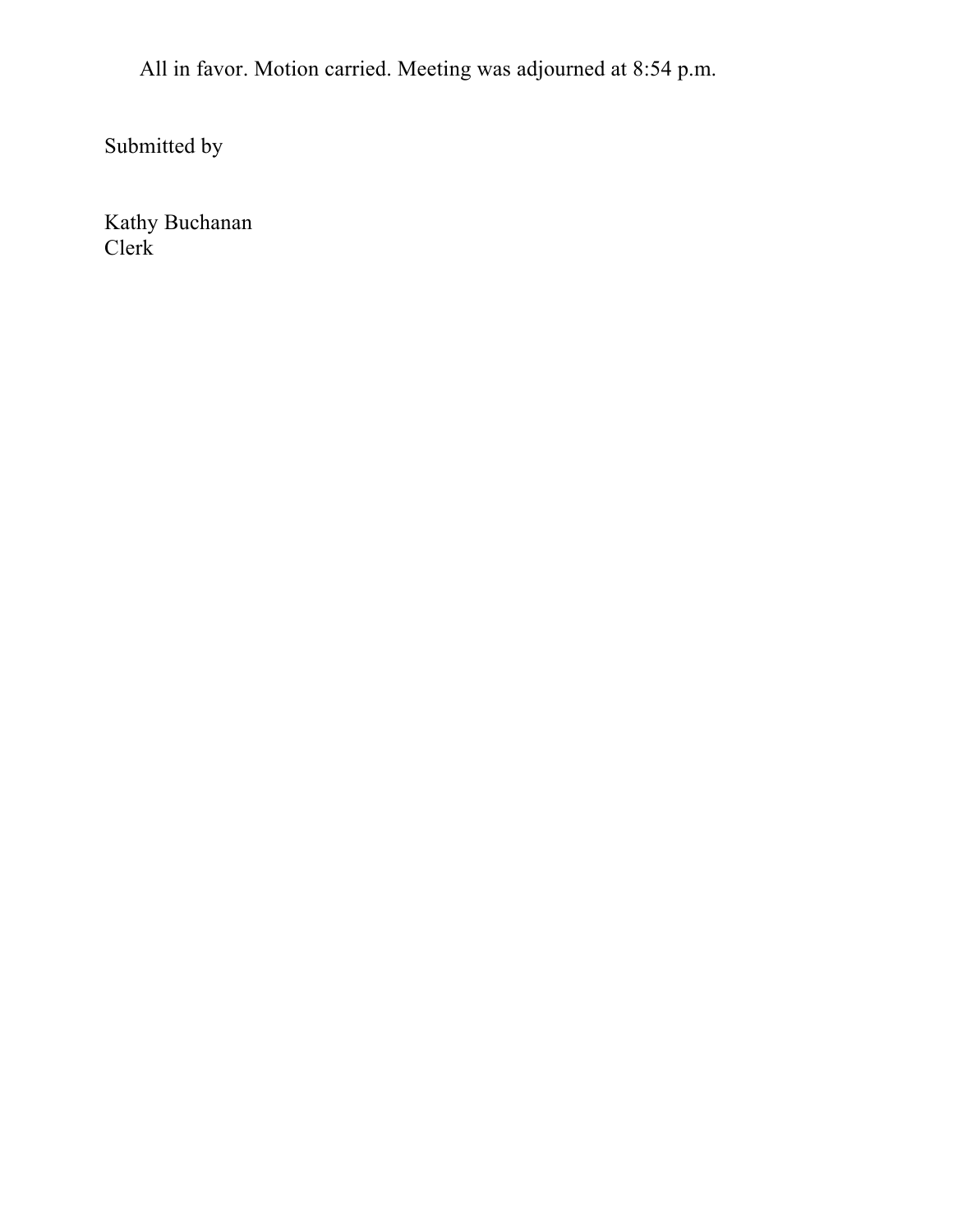All in favor. Motion carried. Meeting was adjourned at 8:54 p.m.

Submitted by

Kathy Buchanan  
Clerk